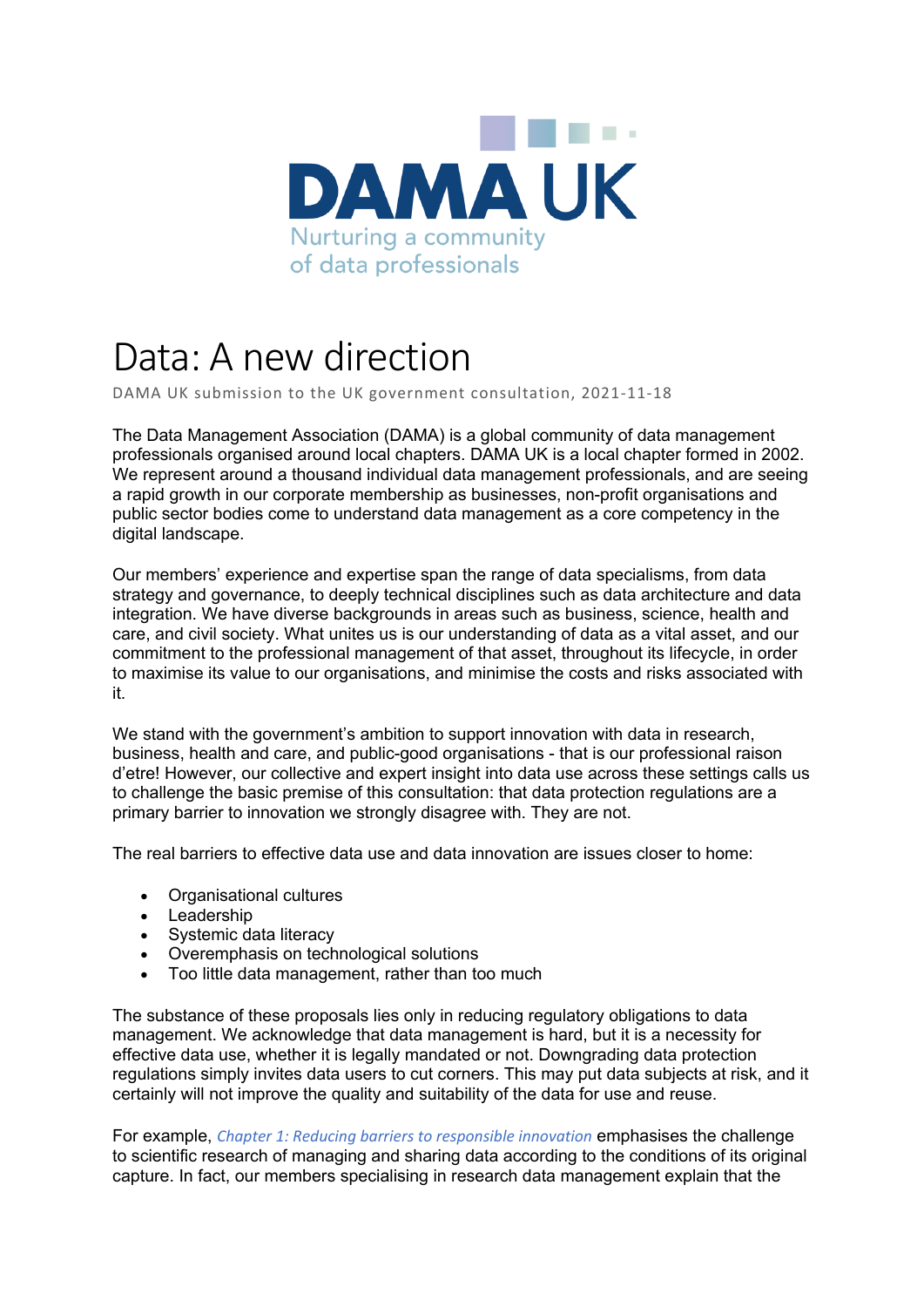DAMA UK

Nurturing a community of data professionals

# Data: A new direction

DAMA UK submission to the UK government consultation, 2021-11-18

The Data Management Association (DAMA) is a global community of data management professionals organised around local chapters. DAMA UK is a local chapter formed in 2002. We represent around a thousand individual data management professionals, and are seeing a rapid growth in our corporate membership as businesses, non-profit organisations and public sector bodies come to understand data management as a core competency in the digital landscape.

Our members' experience and expertise span the range of data specialisms, from data strategy and governance, to deeply technical disciplines such as data architecture and data integration. We have diverse backgrounds in areas such as business, science, health and care, and civil society. What unites us is our understanding of data as a vital asset, and our commitment to the professional management of that asset, throughout its lifecycle, in order to maximise its value to our organisations, and minimise the costs and risks associated with it.

We stand with the government's ambition to support innovation with data in research, business, health and care, and public-good organisations - that is our professional raison d'etre! However, our collective and expert insight into data use across these settings calls us to challenge the basic premise of this consultation: that data protection regulations are a primary barrier to innovation we strongly disagree with. They are not.

The real barriers to effective data use and data innovation are issues closer to home:

- Organisational cultures
- Leadership
- Systemic data literacy
- Overemphasis on technological solutions
- Too little data management, rather than too much

The substance of these proposals lies only in reducing regulatory obligations to data management. We acknowledge that data management is hard, but it is a necessity for effective data use, whether it is legally mandated or not. Downgrading data protection regulations simply invites data users to cut corners. This may put data subjects at risk, and it certainly will not improve the quality and suitability of the data for use and reuse.

For example, *Chapter 1: Reducing barriers to responsible innovation* emphasises the challenge to scientific research of managing and sharing data according to the conditions of its original capture. In fact, our members specialising in research data management explain that the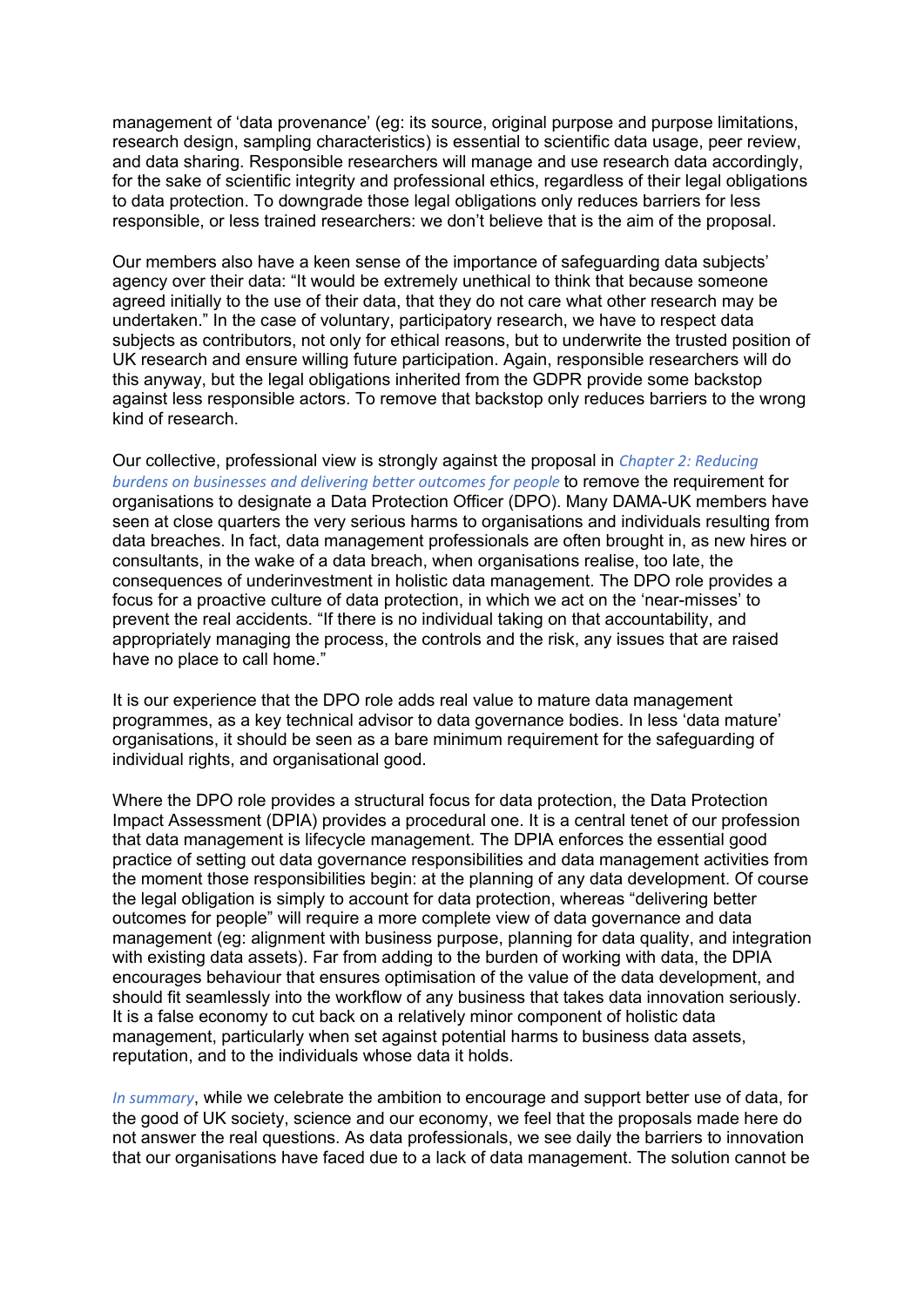management of 'data provenance' (eg: its source, original purpose and purpose limitations, research design, sampling characteristics) is essential to scientific data usage, peer review, and data sharing. Responsible researchers will manage and use research data accordingly, for the sake of scientific integrity and professional ethics, regardless of their legal obligations to data protection. To downgrade those legal obligations only reduces barriers for less responsible, or less trained researchers: we don't believe that is the aim of the proposal.

Our members also have a keen sense of the importance of safeguarding data subjects' agency over their data: "It would be extremely unethical to think that because someone agreed initially to the use of their data, that they do not care what other research may be undertaken." In the case of voluntary, participatory research, we have to respect data subjects as contributors, not only for ethical reasons, but to underwrite the trusted position of UK research and ensure willing future participation. Again, responsible researchers will do this anyway, but the legal obligations inherited from the GDPR provide some backstop against less responsible actors. To remove that backstop only reduces barriers to the wrong kind of research.

Our collective, professional view is strongly against the proposal in *Chapter 2: Reducing burdens on businesses and delivering better outcomes for people* to remove the requirement for organisations to designate a Data Protection Officer (DPO). Many DAMA-UK members have seen at close quarters the very serious harms to organisations and individuals resulting from data breaches. In fact, data management professionals are often brought in, as new hires or consultants, in the wake of a data breach, when organisations realise, too late, the consequences of underinvestment in holistic data management. The DPO role provides a focus for a proactive culture of data protection, in which we act on the 'near-misses' to prevent the real accidents. "If there is no individual taking on that accountability, and appropriately managing the process, the controls and the risk, any issues that are raised have no place to call home."

It is our experience that the DPO role adds real value to mature data management programmes, as a key technical advisor to data governance bodies. In less 'data mature' organisations, it should be seen as a bare minimum requirement for the safeguarding of individual rights, and organisational good.

Where the DPO role provides a structural focus for data protection, the Data Protection Impact Assessment (DPIA) provides a procedural one. It is a central tenet of our profession that data management is lifecycle management. The DPIA enforces the essential good practice of setting out data governance responsibilities and data management activities from the moment those responsibilities begin: at the planning of any data development. Of course the legal obligation is simply to account for data protection, whereas "delivering better outcomes for people" will require a more complete view of data governance and data management (eg: alignment with business purpose, planning for data quality, and integration with existing data assets). Far from adding to the burden of working with data, the DPIA encourages behaviour that ensures optimisation of the value of the data development, and should fit seamlessly into the workflow of any business that takes data innovation seriously. It is a false economy to cut back on a relatively minor component of holistic data management, particularly when set against potential harms to business data assets, reputation, and to the individuals whose data it holds.

*In summary*, while we celebrate the ambition to encourage and support better use of data, for the good of UK society, science and our economy, we feel that the proposals made here do not answer the real questions. As data professionals, we see daily the barriers to innovation that our organisations have faced due to a lack of data management. The solution cannot be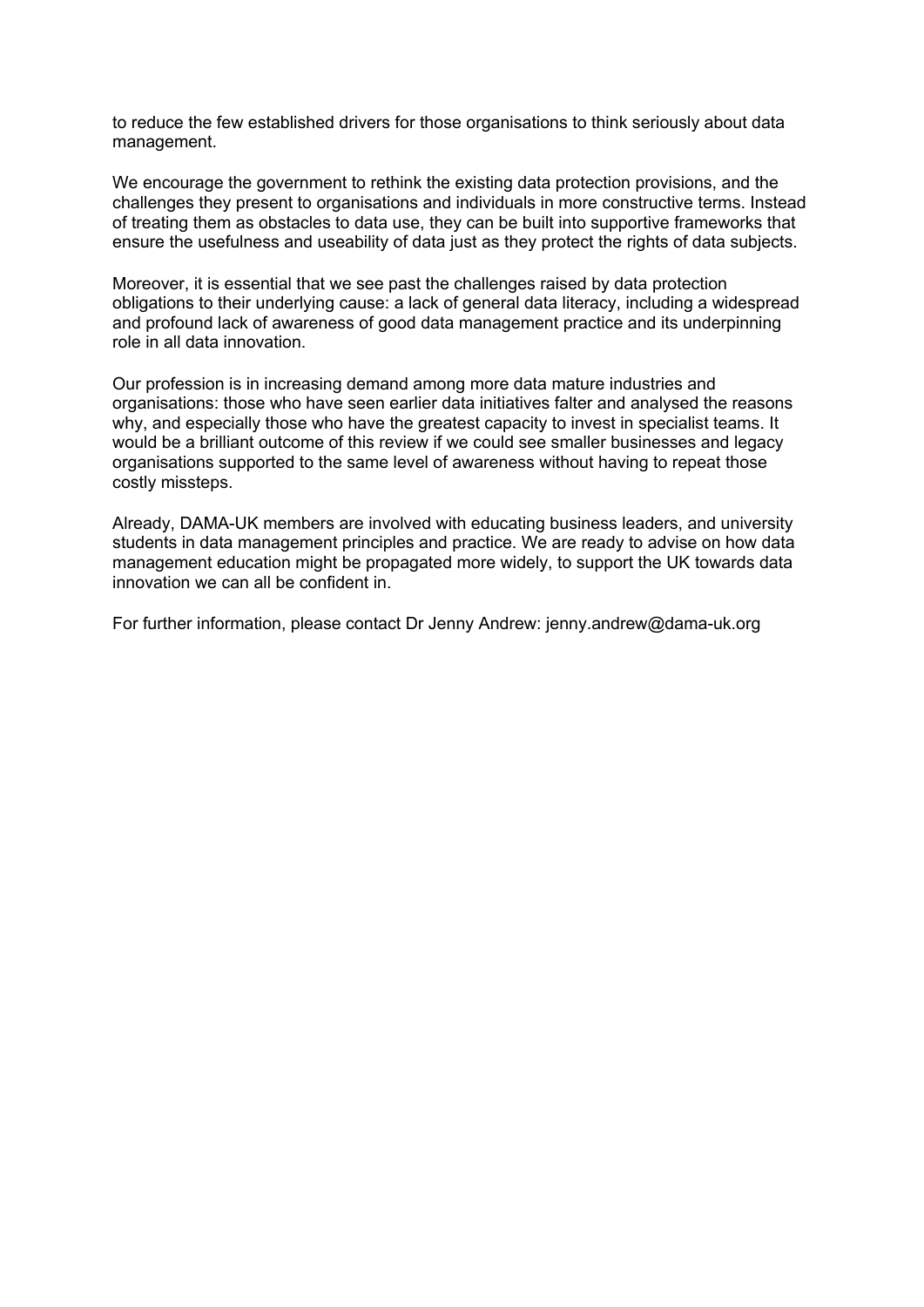to reduce the few established drivers for those organisations to think seriously about data management.

We encourage the government to rethink the existing data protection provisions, and the challenges they present to organisations and individuals in more constructive terms. Instead of treating them as obstacles to data use, they can be built into supportive frameworks that ensure the usefulness and useability of data just as they protect the rights of data subjects.

Moreover, it is essential that we see past the challenges raised by data protection obligations to their underlying cause: a lack of general data literacy, including a widespread and profound lack of awareness of good data management practice and its underpinning role in all data innovation.

Our profession is in increasing demand among more data mature industries and organisations: those who have seen earlier data initiatives falter and analysed the reasons why, and especially those who have the greatest capacity to invest in specialist teams. It would be a brilliant outcome of this review if we could see smaller businesses and legacy organisations supported to the same level of awareness without having to repeat those costly missteps.

Already, DAMA-UK members are involved with educating business leaders, and university students in data management principles and practice. We are ready to advise on how data management education might be propagated more widely, to support the UK towards data innovation we can all be confident in.

For further information, please contact Dr Jenny Andrew: jenny.andrew@dama-uk.org